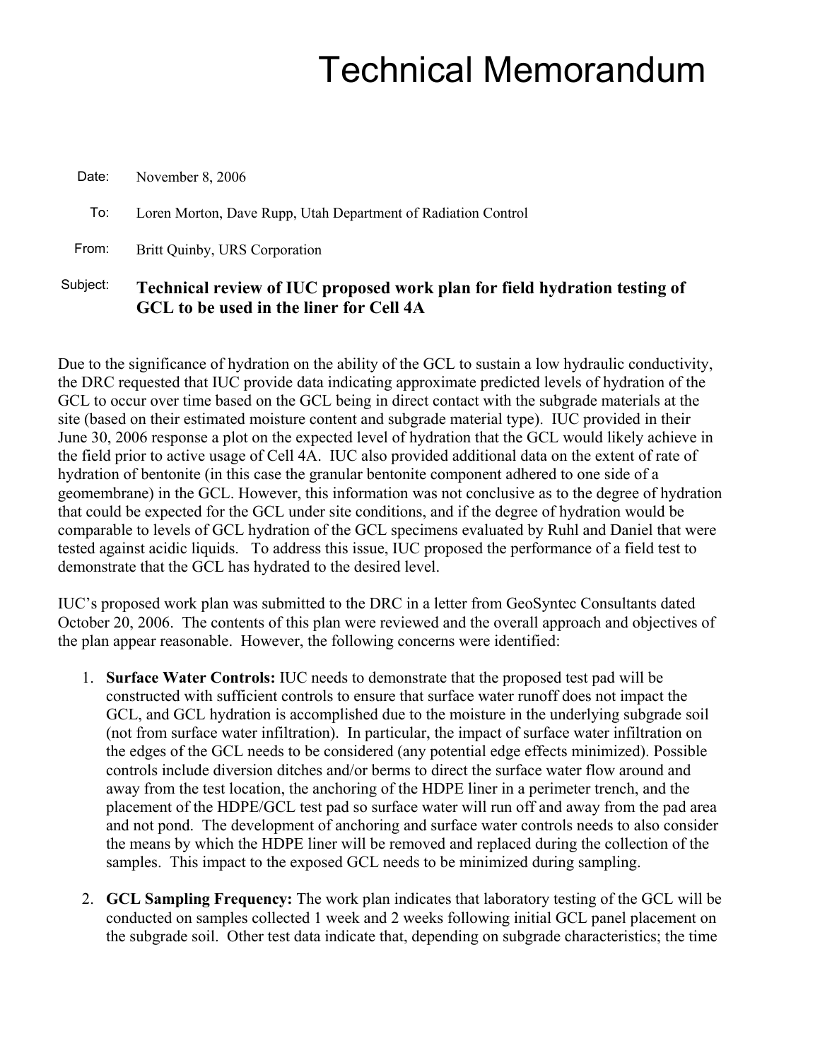# Technical Memorandum

**Date:** November 8, 2006

**To:** Loren Morton, Dave Rupp, Utah Department of Radiation Control

**From:** Britt Quinby, URS Corporation

**Subject:** **Technical review of IUC proposed work plan for field hydration testing of GCL to be used in the liner for Cell 4A**

Due to the significance of hydration on the ability of the GCL to sustain a low hydraulic conductivity, the DRC requested that IUC provide data indicating approximate predicted levels of hydration of the GCL to occur over time based on the GCL being in direct contact with the subgrade materials at the site (based on their estimated moisture content and subgrade material type). IUC provided in their June 30, 2006 response a plot on the expected level of hydration that the GCL would likely achieve in the field prior to active usage of Cell 4A. IUC also provided additional data on the extent of rate of hydration of bentonite (in this case the granular bentonite component adhered to one side of a geomembrane) in the GCL. However, this information was not conclusive as to the degree of hydration that could be expected for the GCL under site conditions, and if the degree of hydration would be comparable to levels of GCL hydration of the GCL specimens evaluated by Ruhl and Daniel that were tested against acidic liquids. To address this issue, IUC proposed the performance of a field test to demonstrate that the GCL has hydrated to the desired level.

IUC's proposed work plan was submitted to the DRC in a letter from GeoSyntec Consultants dated October 20, 2006. The contents of this plan were reviewed and the overall approach and objectives of the plan appear reasonable. However, the following concerns were identified:

1. **Surface Water Controls:** IUC needs to demonstrate that the proposed test pad will be constructed with sufficient controls to ensure that surface water runoff does not impact the GCL, and GCL hydration is accomplished due to the moisture in the underlying subgrade soil (not from surface water infiltration). In particular, the impact of surface water infiltration on the edges of the GCL needs to be considered (any potential edge effects minimized). Possible controls include diversion ditches and/or berms to direct the surface water flow around and away from the test location, the anchoring of the HDPE liner in a perimeter trench, and the placement of the HDPE/GCL test pad so surface water will run off and away from the pad area and not pond. The development of anchoring and surface water controls needs to also consider the means by which the HDPE liner will be removed and replaced during the collection of the samples. This impact to the exposed GCL needs to be minimized during sampling.

2. **GCL Sampling Frequency:** The work plan indicates that laboratory testing of the GCL will be conducted on samples collected 1 week and 2 weeks following initial GCL panel placement on the subgrade soil. Other test data indicate that, depending on subgrade characteristics; the time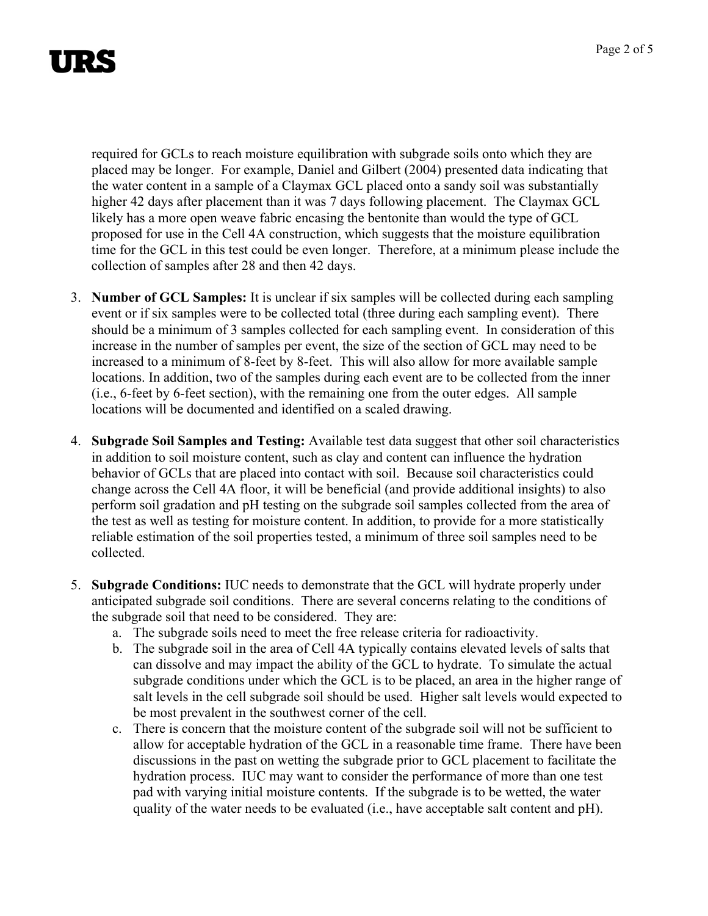required for GCLs to reach moisture equilibration with subgrade soils onto which they are placed may be longer. For example, Daniel and Gilbert (2004) presented data indicating that the water content in a sample of a Claymax GCL placed onto a sandy soil was substantially higher 42 days after placement than it was 7 days following placement. The Claymax GCL likely has a more open weave fabric encasing the bentonite than would the type of GCL proposed for use in the Cell 4A construction, which suggests that the moisture equilibration time for the GCL in this test could be even longer. Therefore, at a minimum please include the collection of samples after 28 and then 42 days.

3. **Number of GCL Samples:** It is unclear if six samples will be collected during each sampling event or if six samples were to be collected total (three during each sampling event). There should be a minimum of 3 samples collected for each sampling event. In consideration of this increase in the number of samples per event, the size of the section of GCL may need to be increased to a minimum of 8-feet by 8-feet. This will also allow for more available sample locations. In addition, two of the samples during each event are to be collected from the inner (i.e., 6-feet by 6-feet section), with the remaining one from the outer edges. All sample locations will be documented and identified on a scaled drawing.

4. **Subgrade Soil Samples and Testing:** Available test data suggest that other soil characteristics in addition to soil moisture content, such as clay and content can influence the hydration behavior of GCLs that are placed into contact with soil. Because soil characteristics could change across the Cell 4A floor, it will be beneficial (and provide additional insights) to also perform soil gradation and pH testing on the subgrade soil samples collected from the area of the test as well as testing for moisture content. In addition, to provide for a more statistically reliable estimation of the soil properties tested, a minimum of three soil samples need to be collected.

5. **Subgrade Conditions:** IUC needs to demonstrate that the GCL will hydrate properly under anticipated subgrade soil conditions. There are several concerns relating to the conditions of the subgrade soil that need to be considered. They are:
   a. The subgrade soils need to meet the free release criteria for radioactivity.
   b. The subgrade soil in the area of Cell 4A typically contains elevated levels of salts that can dissolve and may impact the ability of the GCL to hydrate. To simulate the actual subgrade conditions under which the GCL is to be placed, an area in the higher range of salt levels in the cell subgrade soil should be used. Higher salt levels would expected to be most prevalent in the southwest corner of the cell.
   c. There is concern that the moisture content of the subgrade soil will not be sufficient to allow for acceptable hydration of the GCL in a reasonable time frame. There have been discussions in the past on wetting the subgrade prior to GCL placement to facilitate the hydration process. IUC may want to consider the performance of more than one test pad with varying initial moisture contents. If the subgrade is to be wetted, the water quality of the water needs to be evaluated (i.e., have acceptable salt content and pH).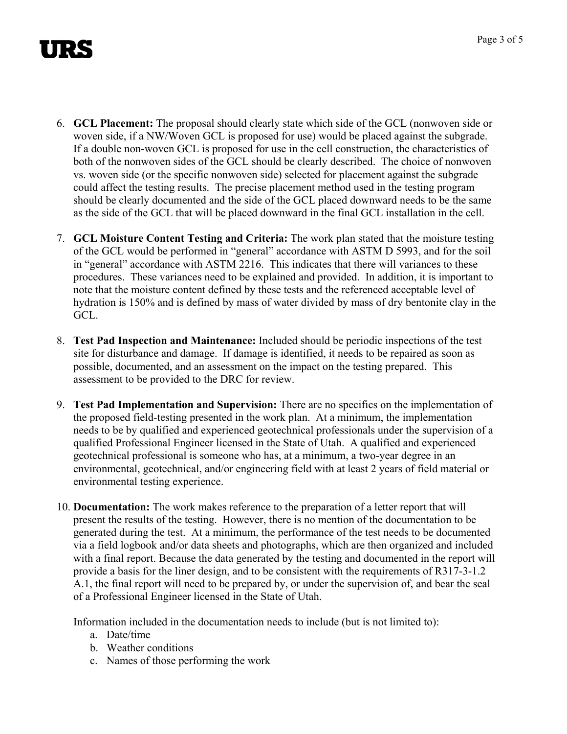6. **GCL Placement:** The proposal should clearly state which side of the GCL (nonwoven side or woven side, if a NW/Woven GCL is proposed for use) would be placed against the subgrade. If a double non-woven GCL is proposed for use in the cell construction, the characteristics of both of the nonwoven sides of the GCL should be clearly described. The choice of nonwoven vs. woven side (or the specific nonwoven side) selected for placement against the subgrade could affect the testing results. The precise placement method used in the testing program should be clearly documented and the side of the GCL placed downward needs to be the same as the side of the GCL that will be placed downward in the final GCL installation in the cell.

7. **GCL Moisture Content Testing and Criteria:** The work plan stated that the moisture testing of the GCL would be performed in "general" accordance with ASTM D 5993, and for the soil in "general" accordance with ASTM 2216. This indicates that there will variances to these procedures. These variances need to be explained and provided. In addition, it is important to note that the moisture content defined by these tests and the referenced acceptable level of hydration is 150% and is defined by mass of water divided by mass of dry bentonite clay in the GCL.

8. **Test Pad Inspection and Maintenance:** Included should be periodic inspections of the test site for disturbance and damage. If damage is identified, it needs to be repaired as soon as possible, documented, and an assessment on the impact on the testing prepared. This assessment to be provided to the DRC for review.

9. **Test Pad Implementation and Supervision:** There are no specifics on the implementation of the proposed field-testing presented in the work plan. At a minimum, the implementation needs to be by qualified and experienced geotechnical professionals under the supervision of a qualified Professional Engineer licensed in the State of Utah. A qualified and experienced geotechnical professional is someone who has, at a minimum, a two-year degree in an environmental, geotechnical, and/or engineering field with at least 2 years of field material or environmental testing experience.

10. **Documentation:** The work makes reference to the preparation of a letter report that will present the results of the testing. However, there is no mention of the documentation to be generated during the test. At a minimum, the performance of the test needs to be documented via a field logbook and/or data sheets and photographs, which are then organized and included with a final report. Because the data generated by the testing and documented in the report will provide a basis for the liner design, and to be consistent with the requirements of R317-3-1.2 A.1, the final report will need to be prepared by, or under the supervision of, and bear the seal of a Professional Engineer licensed in the State of Utah.

    Information included in the documentation needs to include (but is not limited to):

    a. Date/time
    b. Weather conditions
    c. Names of those performing the work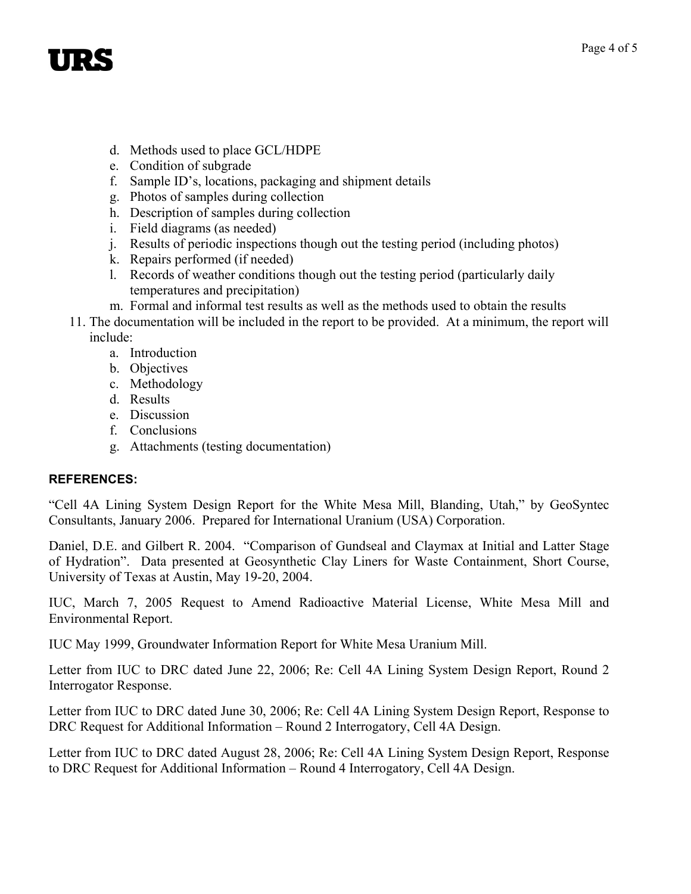d. Methods used to place GCL/HDPE
   e. Condition of subgrade
   f. Sample ID's, locations, packaging and shipment details
   g. Photos of samples during collection
   h. Description of samples during collection
   i. Field diagrams (as needed)
   j. Results of periodic inspections though out the testing period (including photos)
   k. Repairs performed (if needed)
   l. Records of weather conditions though out the testing period (particularly daily temperatures and precipitation)
   m. Formal and informal test results as well as the methods used to obtain the results

11. The documentation will be included in the report to be provided. At a minimum, the report will include:
    a. Introduction
    b. Objectives
    c. Methodology
    d. Results
    e. Discussion
    f. Conclusions
    g. Attachments (testing documentation)

**REFERENCES:**

"Cell 4A Lining System Design Report for the White Mesa Mill, Blanding, Utah," by GeoSyntec Consultants, January 2006. Prepared for International Uranium (USA) Corporation.

Daniel, D.E. and Gilbert R. 2004. "Comparison of Gundseal and Claymax at Initial and Latter Stage of Hydration". Data presented at Geosynthetic Clay Liners for Waste Containment, Short Course, University of Texas at Austin, May 19-20, 2004.

IUC, March 7, 2005 Request to Amend Radioactive Material License, White Mesa Mill and Environmental Report.

IUC May 1999, Groundwater Information Report for White Mesa Uranium Mill.

Letter from IUC to DRC dated June 22, 2006; Re: Cell 4A Lining System Design Report, Round 2 Interrogator Response.

Letter from IUC to DRC dated June 30, 2006; Re: Cell 4A Lining System Design Report, Response to DRC Request for Additional Information – Round 2 Interrogatory, Cell 4A Design.

Letter from IUC to DRC dated August 28, 2006; Re: Cell 4A Lining System Design Report, Response to DRC Request for Additional Information – Round 4 Interrogatory, Cell 4A Design.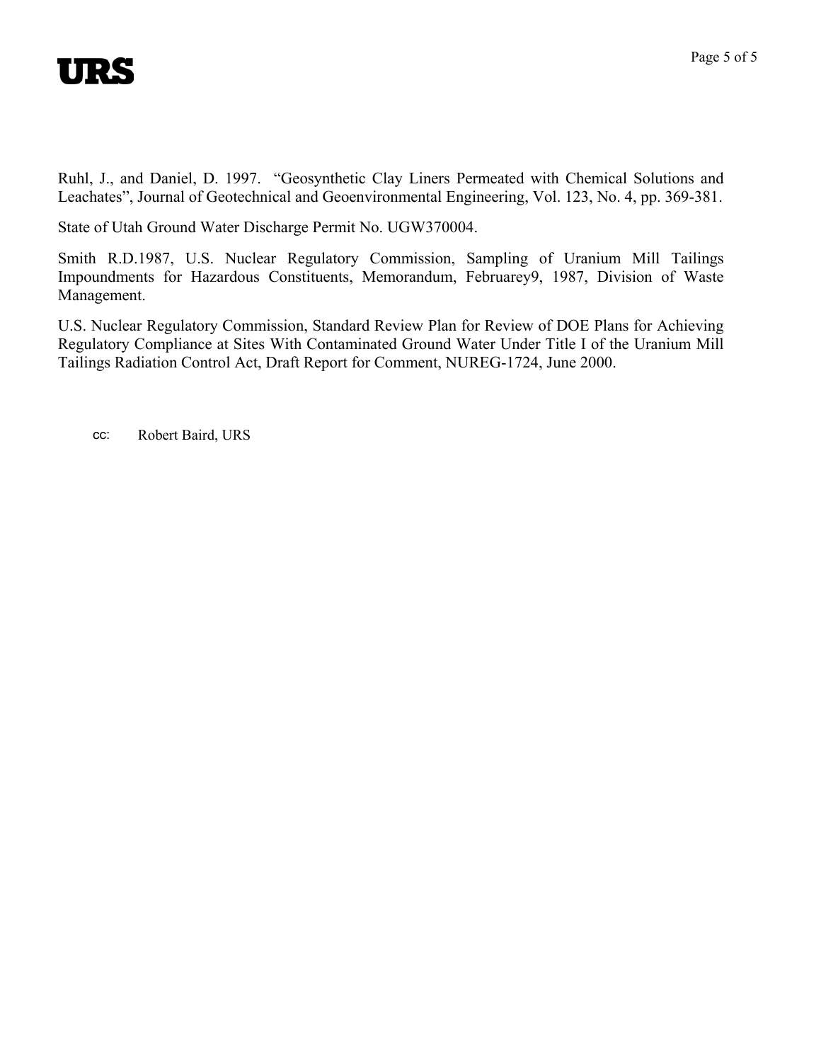Ruhl, J., and Daniel, D. 1997. "Geosynthetic Clay Liners Permeated with Chemical Solutions and Leachates", Journal of Geotechnical and Geoenvironmental Engineering, Vol. 123, No. 4, pp. 369-381.

State of Utah Ground Water Discharge Permit No. UGW370004.

Smith R.D.1987, U.S. Nuclear Regulatory Commission, Sampling of Uranium Mill Tailings Impoundments for Hazardous Constituents, Memorandum, Februarey9, 1987, Division of Waste Management.

U.S. Nuclear Regulatory Commission, Standard Review Plan for Review of DOE Plans for Achieving Regulatory Compliance at Sites With Contaminated Ground Water Under Title I of the Uranium Mill Tailings Radiation Control Act, Draft Report for Comment, NUREG-1724, June 2000.

cc: Robert Baird, URS